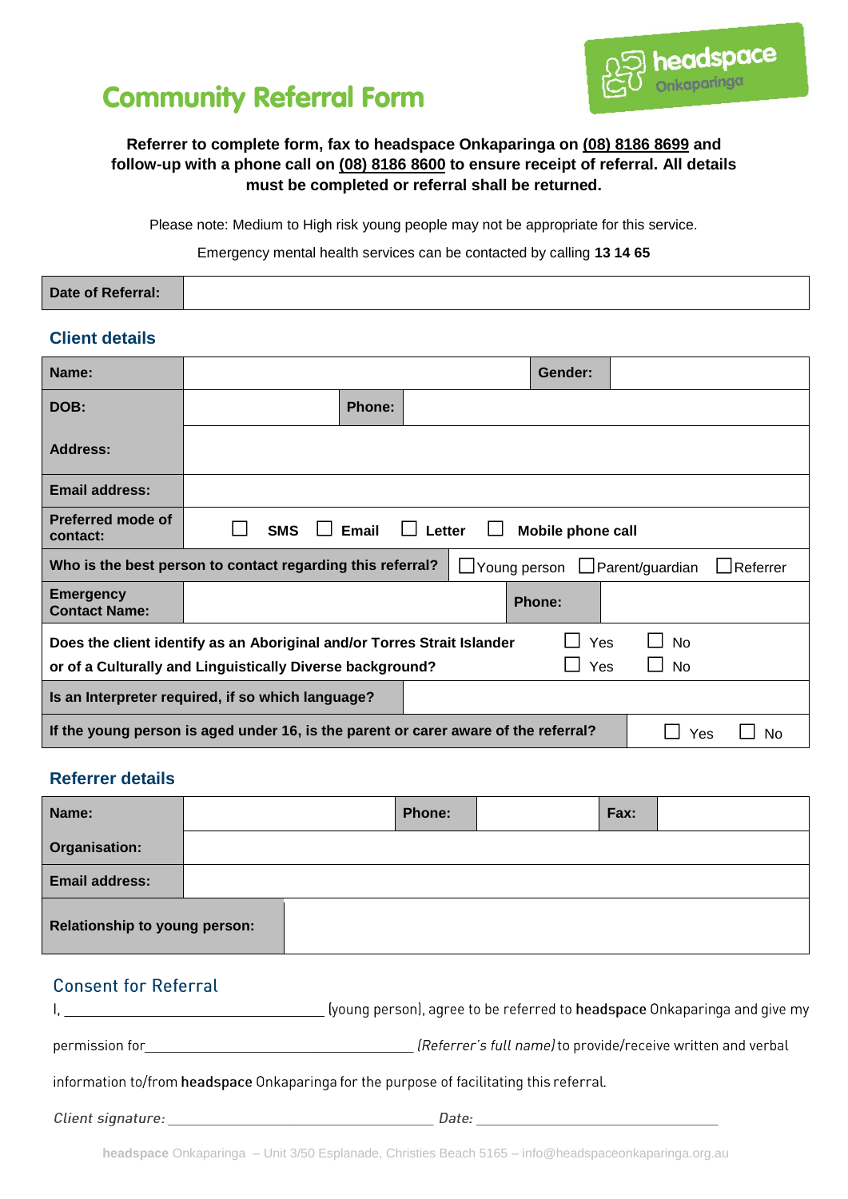# Community Referral Form

**headspace** Onkaparinga

**Referrer to complete form, fax to headspace Onkaparinga on (08) 8186 8699 and follow-up with a phone call on (08) 8186 8600 to ensure receipt of referral. All details must be completed or referral shall be returned.**

Please note: Medium to High risk young people may not be appropriate for this service.

Emergency mental health services can be contacted by calling **13 14 65**

| **Date of Referral:** | |
|---|---|

## Client details

| | | | |
|---|---|---|---|
| **Name:** | | **Gender:** | |
| **DOB:** | | **Phone:** | |
| **Address:** | | | |
| **Email address:** | | | |
| **Preferred mode of contact:** | ☐ **SMS** ☐ **Email** ☐ **Letter** ☐ **Mobile phone call** | | |
| **Who is the best person to contact regarding this referral?** | ☐ Young person ☐ Parent/guardian ☐ Referrer | | |
| **Emergency Contact Name:** | | **Phone:** | |
| **Does the client identify as an Aboriginal and/or Torres Strait Islander** | ☐ Yes ☐ No | | |
| **or of a Culturally and Linguistically Diverse background?** | ☐ Yes ☐ No | | |
| **Is an Interpreter required, if so which language?** | | | |
| **If the young person is aged under 16, is the parent or carer aware of the referral?** | ☐ Yes ☐ No | | |

## Referrer details

| | | | | | |
|---|---|---|---|---|---|
| **Name:** | | **Phone:** | | **Fax:** | |
| **Organisation:** | | | | | |
| **Email address:** | | | | | |
| **Relationship to young person:** | | | | | |

## Consent for Referral

I, ______________________________ (young person), agree to be referred to **headspace** Onkaparinga and give my permission for______________________________ *(Referrer's full name)* to provide/receive written and verbal information to/from **headspace** Onkaparinga for the purpose of facilitating this referral.

*Client signature:* ______________________________ *Date:* ______________________________

**headspace** Onkaparinga – Unit 3/50 Esplanade, Christies Beach 5165 – info@headspaceonkaparinga.org.au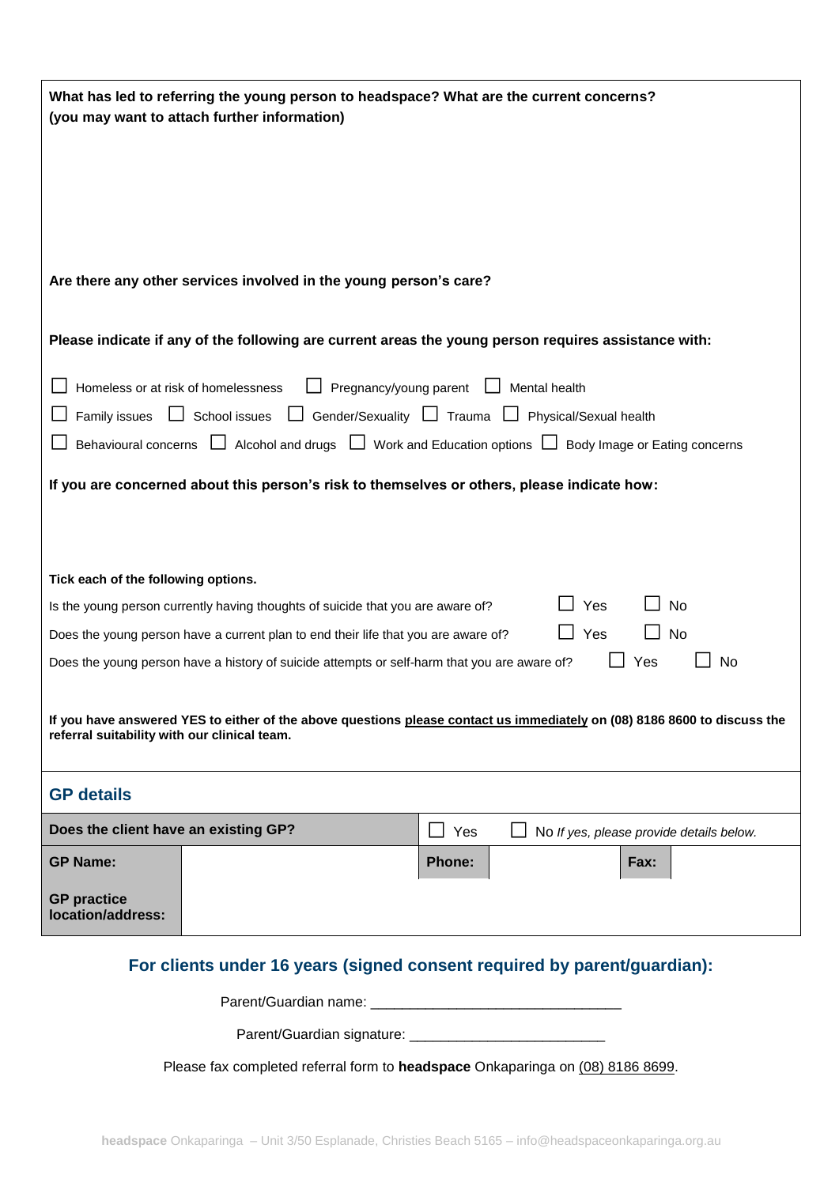**What has led to referring the young person to headspace? What are the current concerns? (you may want to attach further information)**

**Are there any other services involved in the young person's care?**

**Please indicate if any of the following are current areas the young person requires assistance with:**

☐ Homeless or at risk of homelessness ☐ Pregnancy/young parent ☐ Mental health

☐ Family issues ☐ School issues ☐ Gender/Sexuality ☐ Trauma ☐ Physical/Sexual health

☐ Behavioural concerns ☐ Alcohol and drugs ☐ Work and Education options ☐ Body Image or Eating concerns

**If you are concerned about this person's risk to themselves or others, please indicate how:**

**Tick each of the following options.**

Is the young person currently having thoughts of suicide that you are aware of? ☐ Yes ☐ No

Does the young person have a current plan to end their life that you are aware of? ☐ Yes ☐ No

Does the young person have a history of suicide attempts or self-harm that you are aware of? ☐ Yes ☐ No

**If you have answered YES to either of the above questions please contact us immediately on (08) 8186 8600 to discuss the referral suitability with our clinical team.**

## GP details

| | | | | | |
|---|---|---|---|---|---|
| **Does the client have an existing GP?** | | ☐ Yes | ☐ No *If yes, please provide details below.* | | |
| **GP Name:** | | **Phone:** | | **Fax:** | |
| **GP practice location/address:** | | | | | |

## For clients under 16 years (signed consent required by parent/guardian):

Parent/Guardian name: ________________________________

Parent/Guardian signature: ________________________

Please fax completed referral form to **headspace** Onkaparinga on (08) 8186 8699.